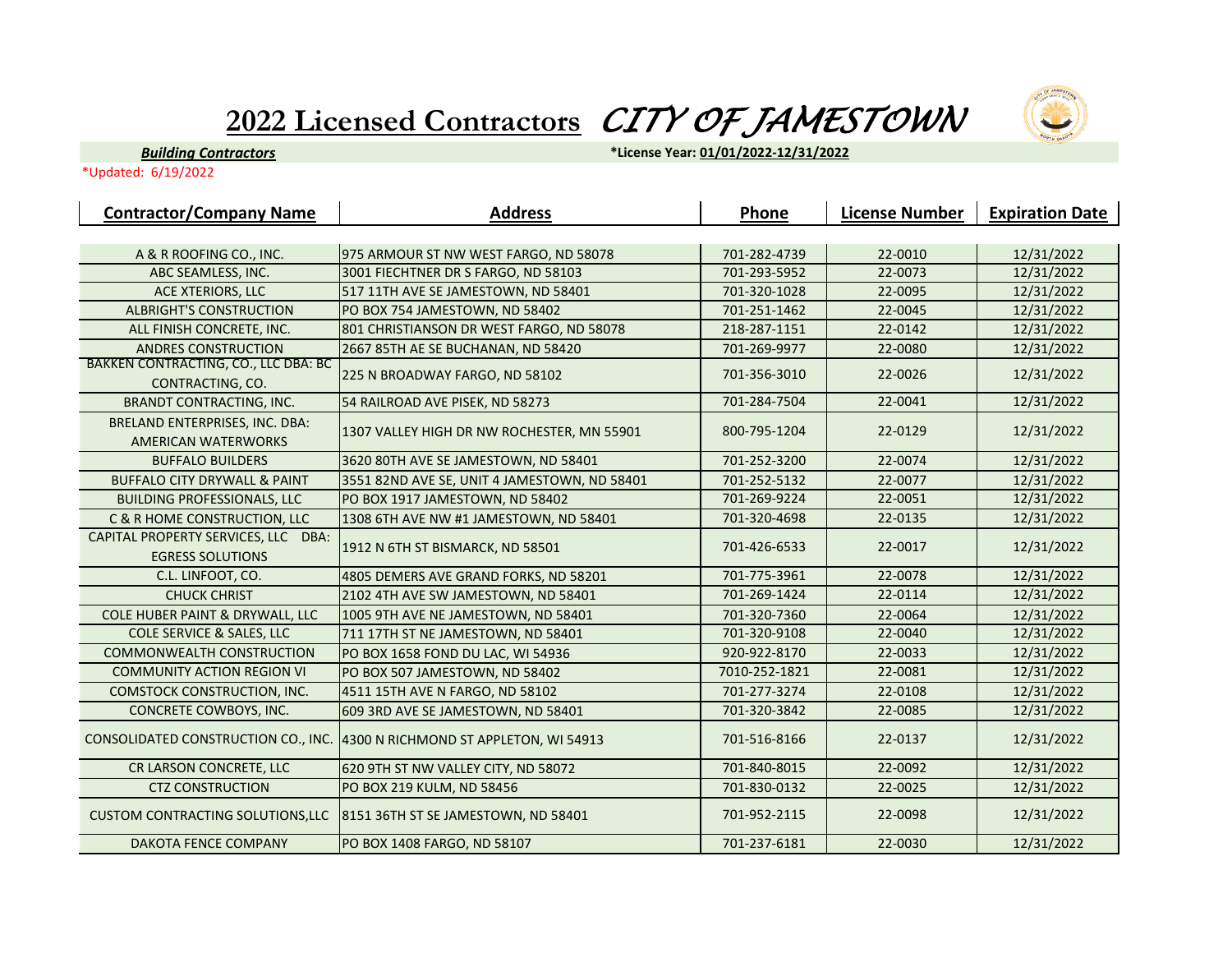# 2022 Licensed Contractors *CITY OF JAMESTOWN*

***Building Contractors*** **\*License Year: 01/01/2022-12/31/2022**

*Updated: 6/19/2022

| Contractor/Company Name | Address | Phone | License Number | Expiration Date |
|---|---|---|---|---|
| A & R ROOFING CO., INC. | 975 ARMOUR ST NW WEST FARGO, ND 58078 | 701-282-4739 | 22-0010 | 12/31/2022 |
| ABC SEAMLESS, INC. | 3001 FIECHTNER DR S FARGO, ND 58103 | 701-293-5952 | 22-0073 | 12/31/2022 |
| ACE XTERIORS, LLC | 517 11TH AVE SE JAMESTOWN, ND 58401 | 701-320-1028 | 22-0095 | 12/31/2022 |
| ALBRIGHT'S CONSTRUCTION | PO BOX 754 JAMESTOWN, ND 58402 | 701-251-1462 | 22-0045 | 12/31/2022 |
| ALL FINISH CONCRETE, INC. | 801 CHRISTIANSON DR WEST FARGO, ND 58078 | 218-287-1151 | 22-0142 | 12/31/2022 |
| ANDRES CONSTRUCTION | 2667 85TH AE SE BUCHANAN, ND 58420 | 701-269-9977 | 22-0080 | 12/31/2022 |
| BAKKEN CONTRACTING, CO., LLC DBA: BC CONTRACTING, CO. | 225 N BROADWAY FARGO, ND 58102 | 701-356-3010 | 22-0026 | 12/31/2022 |
| BRANDT CONTRACTING, INC. | 54 RAILROAD AVE PISEK, ND 58273 | 701-284-7504 | 22-0041 | 12/31/2022 |
| BRELAND ENTERPRISES, INC. DBA: AMERICAN WATERWORKS | 1307 VALLEY HIGH DR NW ROCHESTER, MN 55901 | 800-795-1204 | 22-0129 | 12/31/2022 |
| BUFFALO BUILDERS | 3620 80TH AVE SE JAMESTOWN, ND 58401 | 701-252-3200 | 22-0074 | 12/31/2022 |
| BUFFALO CITY DRYWALL & PAINT | 3551 82ND AVE SE, UNIT 4 JAMESTOWN, ND 58401 | 701-252-5132 | 22-0077 | 12/31/2022 |
| BUILDING PROFESSIONALS, LLC | PO BOX 1917 JAMESTOWN, ND 58402 | 701-269-9224 | 22-0051 | 12/31/2022 |
| C & R HOME CONSTRUCTION, LLC | 1308 6TH AVE NW #1 JAMESTOWN, ND 58401 | 701-320-4698 | 22-0135 | 12/31/2022 |
| CAPITAL PROPERTY SERVICES, LLC DBA: EGRESS SOLUTIONS | 1912 N 6TH ST BISMARCK, ND 58501 | 701-426-6533 | 22-0017 | 12/31/2022 |
| C.L. LINFOOT, CO. | 4805 DEMERS AVE GRAND FORKS, ND 58201 | 701-775-3961 | 22-0078 | 12/31/2022 |
| CHUCK CHRIST | 2102 4TH AVE SW JAMESTOWN, ND 58401 | 701-269-1424 | 22-0114 | 12/31/2022 |
| COLE HUBER PAINT & DRYWALL, LLC | 1005 9TH AVE NE JAMESTOWN, ND 58401 | 701-320-7360 | 22-0064 | 12/31/2022 |
| COLE SERVICE & SALES, LLC | 711 17TH ST NE JAMESTOWN, ND 58401 | 701-320-9108 | 22-0040 | 12/31/2022 |
| COMMONWEALTH CONSTRUCTION | PO BOX 1658 FOND DU LAC, WI 54936 | 920-922-8170 | 22-0033 | 12/31/2022 |
| COMMUNITY ACTION REGION VI | PO BOX 507 JAMESTOWN, ND 58402 | 7010-252-1821 | 22-0081 | 12/31/2022 |
| COMSTOCK CONSTRUCTION, INC. | 4511 15TH AVE N FARGO, ND 58102 | 701-277-3274 | 22-0108 | 12/31/2022 |
| CONCRETE COWBOYS, INC. | 609 3RD AVE SE JAMESTOWN, ND 58401 | 701-320-3842 | 22-0085 | 12/31/2022 |
| CONSOLIDATED CONSTRUCTION CO., INC. | 4300 N RICHMOND ST APPLETON, WI 54913 | 701-516-8166 | 22-0137 | 12/31/2022 |
| CR LARSON CONCRETE, LLC | 620 9TH ST NW VALLEY CITY, ND 58072 | 701-840-8015 | 22-0092 | 12/31/2022 |
| CTZ CONSTRUCTION | PO BOX 219 KULM, ND 58456 | 701-830-0132 | 22-0025 | 12/31/2022 |
| CUSTOM CONTRACTING SOLUTIONS,LLC | 8151 36TH ST SE JAMESTOWN, ND 58401 | 701-952-2115 | 22-0098 | 12/31/2022 |
| DAKOTA FENCE COMPANY | PO BOX 1408 FARGO, ND 58107 | 701-237-6181 | 22-0030 | 12/31/2022 |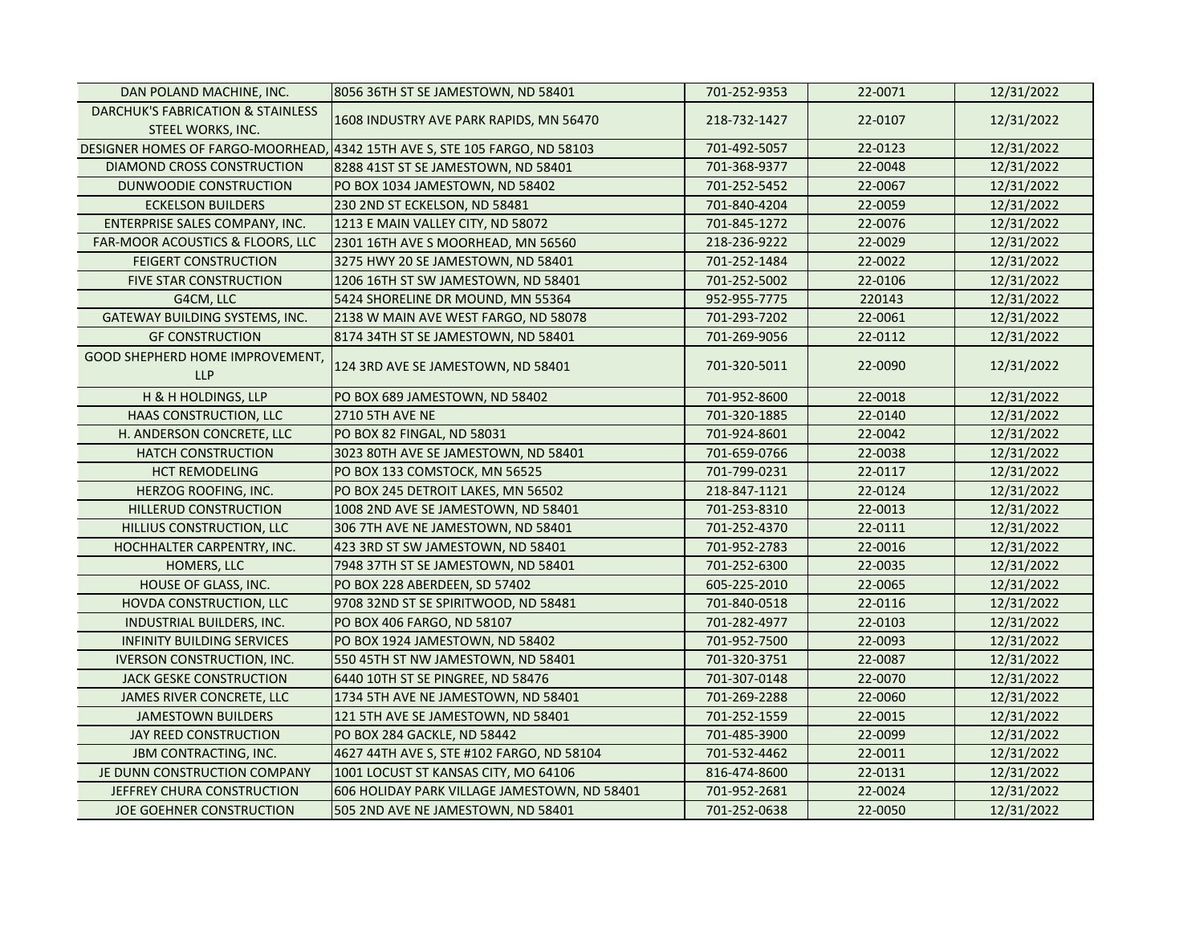| | | | | |
|---|---|---|---|---|
| DAN POLAND MACHINE, INC. | 8056 36TH ST SE JAMESTOWN, ND 58401 | 701-252-9353 | 22-0071 | 12/31/2022 |
| DARCHUK'S FABRICATION & STAINLESS STEEL WORKS, INC. | 1608 INDUSTRY AVE PARK RAPIDS, MN 56470 | 218-732-1427 | 22-0107 | 12/31/2022 |
| DESIGNER HOMES OF FARGO-MOORHEAD, | 4342 15TH AVE S, STE 105 FARGO, ND 58103 | 701-492-5057 | 22-0123 | 12/31/2022 |
| DIAMOND CROSS CONSTRUCTION | 8288 41ST ST SE JAMESTOWN, ND 58401 | 701-368-9377 | 22-0048 | 12/31/2022 |
| DUNWOODIE CONSTRUCTION | PO BOX 1034 JAMESTOWN, ND 58402 | 701-252-5452 | 22-0067 | 12/31/2022 |
| ECKELSON BUILDERS | 230 2ND ST ECKELSON, ND 58481 | 701-840-4204 | 22-0059 | 12/31/2022 |
| ENTERPRISE SALES COMPANY, INC. | 1213 E MAIN VALLEY CITY, ND 58072 | 701-845-1272 | 22-0076 | 12/31/2022 |
| FAR-MOOR ACOUSTICS & FLOORS, LLC | 2301 16TH AVE S MOORHEAD, MN 56560 | 218-236-9222 | 22-0029 | 12/31/2022 |
| FEIGERT CONSTRUCTION | 3275 HWY 20 SE JAMESTOWN, ND 58401 | 701-252-1484 | 22-0022 | 12/31/2022 |
| FIVE STAR CONSTRUCTION | 1206 16TH ST SW JAMESTOWN, ND 58401 | 701-252-5002 | 22-0106 | 12/31/2022 |
| G4CM, LLC | 5424 SHORELINE DR MOUND, MN 55364 | 952-955-7775 | 220143 | 12/31/2022 |
| GATEWAY BUILDING SYSTEMS, INC. | 2138 W MAIN AVE WEST FARGO, ND 58078 | 701-293-7202 | 22-0061 | 12/31/2022 |
| GF CONSTRUCTION | 8174 34TH ST SE JAMESTOWN, ND 58401 | 701-269-9056 | 22-0112 | 12/31/2022 |
| GOOD SHEPHERD HOME IMPROVEMENT, LLP | 124 3RD AVE SE JAMESTOWN, ND 58401 | 701-320-5011 | 22-0090 | 12/31/2022 |
| H & H HOLDINGS, LLP | PO BOX 689 JAMESTOWN, ND 58402 | 701-952-8600 | 22-0018 | 12/31/2022 |
| HAAS CONSTRUCTION, LLC | 2710 5TH AVE NE | 701-320-1885 | 22-0140 | 12/31/2022 |
| H. ANDERSON CONCRETE, LLC | PO BOX 82 FINGAL, ND 58031 | 701-924-8601 | 22-0042 | 12/31/2022 |
| HATCH CONSTRUCTION | 3023 80TH AVE SE JAMESTOWN, ND 58401 | 701-659-0766 | 22-0038 | 12/31/2022 |
| HCT REMODELING | PO BOX 133 COMSTOCK, MN 56525 | 701-799-0231 | 22-0117 | 12/31/2022 |
| HERZOG ROOFING, INC. | PO BOX 245 DETROIT LAKES, MN 56502 | 218-847-1121 | 22-0124 | 12/31/2022 |
| HILLERUD CONSTRUCTION | 1008 2ND AVE SE JAMESTOWN, ND 58401 | 701-253-8310 | 22-0013 | 12/31/2022 |
| HILLIUS CONSTRUCTION, LLC | 306 7TH AVE NE JAMESTOWN, ND 58401 | 701-252-4370 | 22-0111 | 12/31/2022 |
| HOCHHALTER CARPENTRY, INC. | 423 3RD ST SW JAMESTOWN, ND 58401 | 701-952-2783 | 22-0016 | 12/31/2022 |
| HOMERS, LLC | 7948 37TH ST SE JAMESTOWN, ND 58401 | 701-252-6300 | 22-0035 | 12/31/2022 |
| HOUSE OF GLASS, INC. | PO BOX 228 ABERDEEN, SD 57402 | 605-225-2010 | 22-0065 | 12/31/2022 |
| HOVDA CONSTRUCTION, LLC | 9708 32ND ST SE SPIRITWOOD, ND 58481 | 701-840-0518 | 22-0116 | 12/31/2022 |
| INDUSTRIAL BUILDERS, INC. | PO BOX 406 FARGO, ND 58107 | 701-282-4977 | 22-0103 | 12/31/2022 |
| INFINITY BUILDING SERVICES | PO BOX 1924 JAMESTOWN, ND 58402 | 701-952-7500 | 22-0093 | 12/31/2022 |
| IVERSON CONSTRUCTION, INC. | 550 45TH ST NW JAMESTOWN, ND 58401 | 701-320-3751 | 22-0087 | 12/31/2022 |
| JACK GESKE CONSTRUCTION | 6440 10TH ST SE PINGREE, ND 58476 | 701-307-0148 | 22-0070 | 12/31/2022 |
| JAMES RIVER CONCRETE, LLC | 1734 5TH AVE NE JAMESTOWN, ND 58401 | 701-269-2288 | 22-0060 | 12/31/2022 |
| JAMESTOWN BUILDERS | 121 5TH AVE SE JAMESTOWN, ND 58401 | 701-252-1559 | 22-0015 | 12/31/2022 |
| JAY REED CONSTRUCTION | PO BOX 284 GACKLE, ND 58442 | 701-485-3900 | 22-0099 | 12/31/2022 |
| JBM CONTRACTING, INC. | 4627 44TH AVE S, STE #102 FARGO, ND 58104 | 701-532-4462 | 22-0011 | 12/31/2022 |
| JE DUNN CONSTRUCTION COMPANY | 1001 LOCUST ST KANSAS CITY, MO 64106 | 816-474-8600 | 22-0131 | 12/31/2022 |
| JEFFREY CHURA CONSTRUCTION | 606 HOLIDAY PARK VILLAGE JAMESTOWN, ND 58401 | 701-952-2681 | 22-0024 | 12/31/2022 |
| JOE GOEHNER CONSTRUCTION | 505 2ND AVE NE JAMESTOWN, ND 58401 | 701-252-0638 | 22-0050 | 12/31/2022 |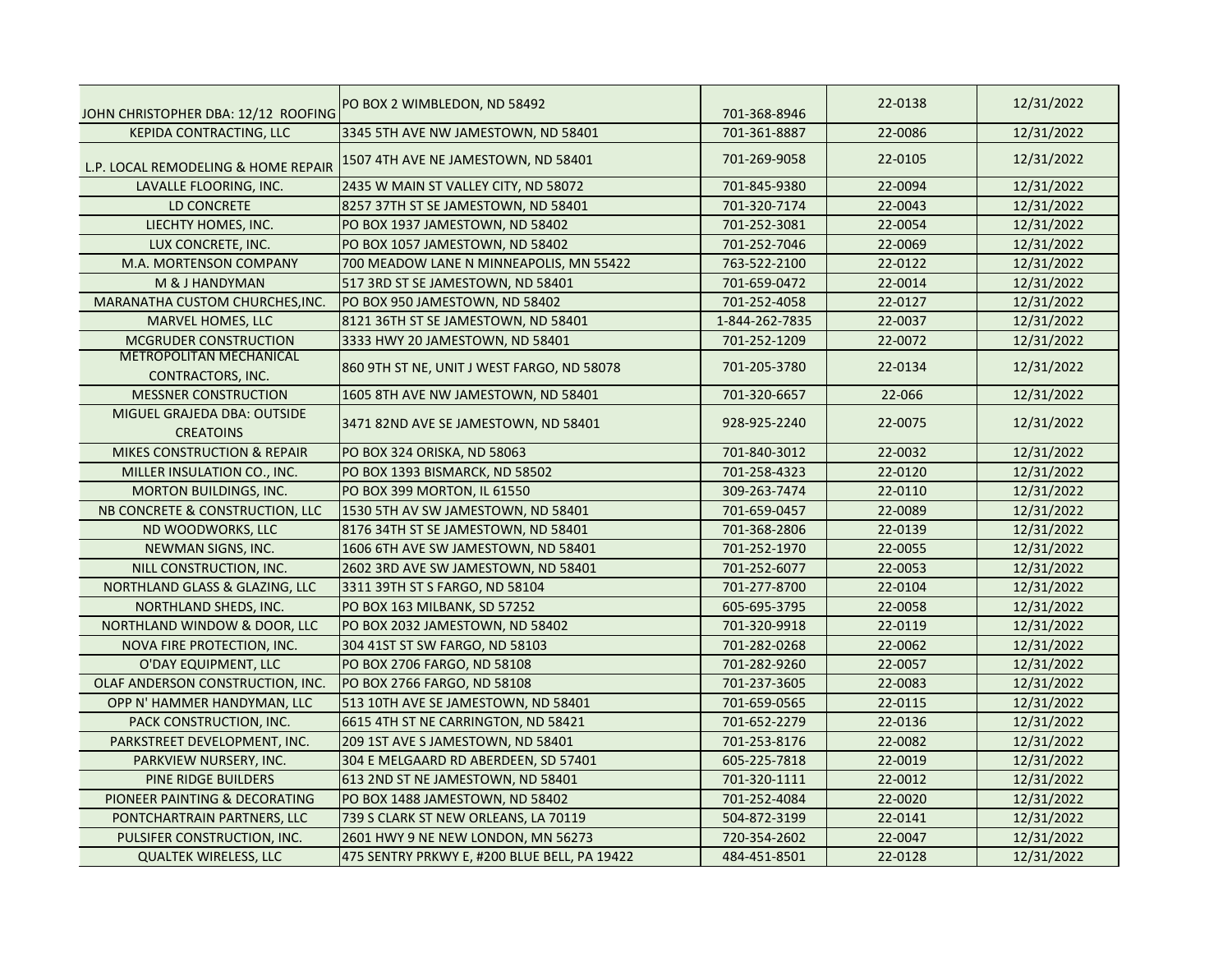| | | | | |
|---|---|---|---|---|
| JOHN CHRISTOPHER DBA: 12/12 ROOFING | PO BOX 2 WIMBLEDON, ND 58492 | 701-368-8946 | 22-0138 | 12/31/2022 |
| KEPIDA CONTRACTING, LLC | 3345 5TH AVE NW JAMESTOWN, ND 58401 | 701-361-8887 | 22-0086 | 12/31/2022 |
| L.P. LOCAL REMODELING & HOME REPAIR | 1507 4TH AVE NE JAMESTOWN, ND 58401 | 701-269-9058 | 22-0105 | 12/31/2022 |
| LAVALLE FLOORING, INC. | 2435 W MAIN ST VALLEY CITY, ND 58072 | 701-845-9380 | 22-0094 | 12/31/2022 |
| LD CONCRETE | 8257 37TH ST SE JAMESTOWN, ND 58401 | 701-320-7174 | 22-0043 | 12/31/2022 |
| LIECHTY HOMES, INC. | PO BOX 1937 JAMESTOWN, ND 58402 | 701-252-3081 | 22-0054 | 12/31/2022 |
| LUX CONCRETE, INC. | PO BOX 1057 JAMESTOWN, ND 58402 | 701-252-7046 | 22-0069 | 12/31/2022 |
| M.A. MORTENSON COMPANY | 700 MEADOW LANE N MINNEAPOLIS, MN 55422 | 763-522-2100 | 22-0122 | 12/31/2022 |
| M & J HANDYMAN | 517 3RD ST SE JAMESTOWN, ND 58401 | 701-659-0472 | 22-0014 | 12/31/2022 |
| MARANATHA CUSTOM CHURCHES,INC. | PO BOX 950 JAMESTOWN, ND 58402 | 701-252-4058 | 22-0127 | 12/31/2022 |
| MARVEL HOMES, LLC | 8121 36TH ST SE JAMESTOWN, ND 58401 | 1-844-262-7835 | 22-0037 | 12/31/2022 |
| MCGRUDER CONSTRUCTION | 3333 HWY 20 JAMESTOWN, ND 58401 | 701-252-1209 | 22-0072 | 12/31/2022 |
| METROPOLITAN MECHANICAL CONTRACTORS, INC. | 860 9TH ST NE, UNIT J WEST FARGO, ND 58078 | 701-205-3780 | 22-0134 | 12/31/2022 |
| MESSNER CONSTRUCTION | 1605 8TH AVE NW JAMESTOWN, ND 58401 | 701-320-6657 | 22-066 | 12/31/2022 |
| MIGUEL GRAJEDA DBA: OUTSIDE CREATOINS | 3471 82ND AVE SE JAMESTOWN, ND 58401 | 928-925-2240 | 22-0075 | 12/31/2022 |
| MIKES CONSTRUCTION & REPAIR | PO BOX 324 ORISKA, ND 58063 | 701-840-3012 | 22-0032 | 12/31/2022 |
| MILLER INSULATION CO., INC. | PO BOX 1393 BISMARCK, ND 58502 | 701-258-4323 | 22-0120 | 12/31/2022 |
| MORTON BUILDINGS, INC. | PO BOX 399 MORTON, IL 61550 | 309-263-7474 | 22-0110 | 12/31/2022 |
| NB CONCRETE & CONSTRUCTION, LLC | 1530 5TH AV SW JAMESTOWN, ND 58401 | 701-659-0457 | 22-0089 | 12/31/2022 |
| ND WOODWORKS, LLC | 8176 34TH ST SE JAMESTOWN, ND 58401 | 701-368-2806 | 22-0139 | 12/31/2022 |
| NEWMAN SIGNS, INC. | 1606 6TH AVE SW JAMESTOWN, ND 58401 | 701-252-1970 | 22-0055 | 12/31/2022 |
| NILL CONSTRUCTION, INC. | 2602 3RD AVE SW JAMESTOWN, ND 58401 | 701-252-6077 | 22-0053 | 12/31/2022 |
| NORTHLAND GLASS & GLAZING, LLC | 3311 39TH ST S FARGO, ND 58104 | 701-277-8700 | 22-0104 | 12/31/2022 |
| NORTHLAND SHEDS, INC. | PO BOX 163 MILBANK, SD 57252 | 605-695-3795 | 22-0058 | 12/31/2022 |
| NORTHLAND WINDOW & DOOR, LLC | PO BOX 2032 JAMESTOWN, ND 58402 | 701-320-9918 | 22-0119 | 12/31/2022 |
| NOVA FIRE PROTECTION, INC. | 304 41ST ST SW FARGO, ND 58103 | 701-282-0268 | 22-0062 | 12/31/2022 |
| O'DAY EQUIPMENT, LLC | PO BOX 2706 FARGO, ND 58108 | 701-282-9260 | 22-0057 | 12/31/2022 |
| OLAF ANDERSON CONSTRUCTION, INC. | PO BOX 2766 FARGO, ND 58108 | 701-237-3605 | 22-0083 | 12/31/2022 |
| OPP N' HAMMER HANDYMAN, LLC | 513 10TH AVE SE JAMESTOWN, ND 58401 | 701-659-0565 | 22-0115 | 12/31/2022 |
| PACK CONSTRUCTION, INC. | 6615 4TH ST NE CARRINGTON, ND 58421 | 701-652-2279 | 22-0136 | 12/31/2022 |
| PARKSTREET DEVELOPMENT, INC. | 209 1ST AVE S JAMESTOWN, ND 58401 | 701-253-8176 | 22-0082 | 12/31/2022 |
| PARKVIEW NURSERY, INC. | 304 E MELGAARD RD ABERDEEN, SD 57401 | 605-225-7818 | 22-0019 | 12/31/2022 |
| PINE RIDGE BUILDERS | 613 2ND ST NE JAMESTOWN, ND 58401 | 701-320-1111 | 22-0012 | 12/31/2022 |
| PIONEER PAINTING & DECORATING | PO BOX 1488 JAMESTOWN, ND 58402 | 701-252-4084 | 22-0020 | 12/31/2022 |
| PONTCHARTRAIN PARTNERS, LLC | 739 S CLARK ST NEW ORLEANS, LA 70119 | 504-872-3199 | 22-0141 | 12/31/2022 |
| PULSIFER CONSTRUCTION, INC. | 2601 HWY 9 NE NEW LONDON, MN 56273 | 720-354-2602 | 22-0047 | 12/31/2022 |
| QUALTEK WIRELESS, LLC | 475 SENTRY PRKWY E, #200 BLUE BELL, PA 19422 | 484-451-8501 | 22-0128 | 12/31/2022 |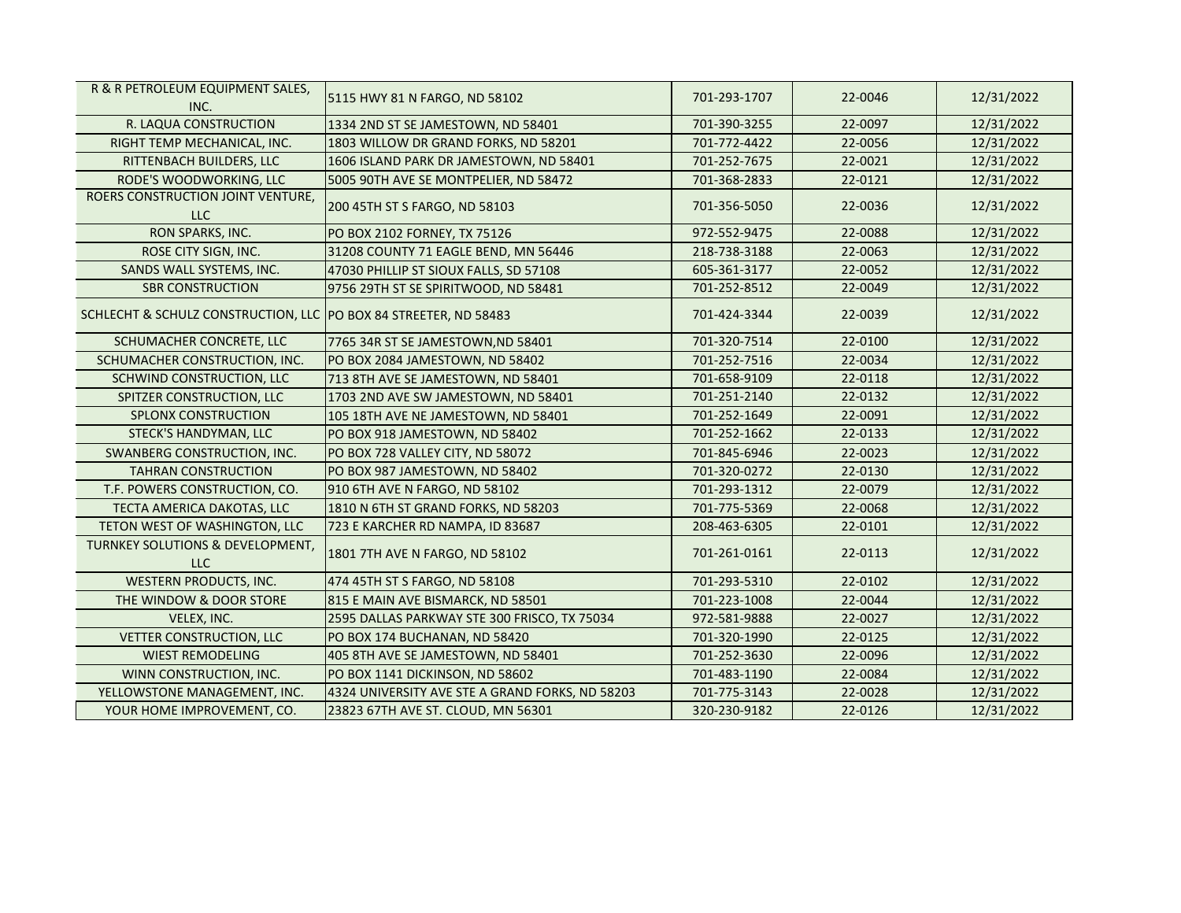| | | | | |
|---|---|---|---|---|
| R & R PETROLEUM EQUIPMENT SALES, INC. | 5115 HWY 81 N FARGO, ND 58102 | 701-293-1707 | 22-0046 | 12/31/2022 |
| R. LAQUA CONSTRUCTION | 1334 2ND ST SE JAMESTOWN, ND 58401 | 701-390-3255 | 22-0097 | 12/31/2022 |
| RIGHT TEMP MECHANICAL, INC. | 1803 WILLOW DR GRAND FORKS, ND 58201 | 701-772-4422 | 22-0056 | 12/31/2022 |
| RITTENBACH BUILDERS, LLC | 1606 ISLAND PARK DR JAMESTOWN, ND 58401 | 701-252-7675 | 22-0021 | 12/31/2022 |
| RODE'S WOODWORKING, LLC | 5005 90TH AVE SE MONTPELIER, ND 58472 | 701-368-2833 | 22-0121 | 12/31/2022 |
| ROERS CONSTRUCTION JOINT VENTURE, LLC | 200 45TH ST S FARGO, ND 58103 | 701-356-5050 | 22-0036 | 12/31/2022 |
| RON SPARKS, INC. | PO BOX 2102 FORNEY, TX 75126 | 972-552-9475 | 22-0088 | 12/31/2022 |
| ROSE CITY SIGN, INC. | 31208 COUNTY 71 EAGLE BEND, MN 56446 | 218-738-3188 | 22-0063 | 12/31/2022 |
| SANDS WALL SYSTEMS, INC. | 47030 PHILLIP ST SIOUX FALLS, SD 57108 | 605-361-3177 | 22-0052 | 12/31/2022 |
| SBR CONSTRUCTION | 9756 29TH ST SE SPIRITWOOD, ND 58481 | 701-252-8512 | 22-0049 | 12/31/2022 |
| SCHLECHT & SCHULZ CONSTRUCTION, LLC | PO BOX 84 STREETER, ND 58483 | 701-424-3344 | 22-0039 | 12/31/2022 |
| SCHUMACHER CONCRETE, LLC | 7765 34R ST SE JAMESTOWN,ND 58401 | 701-320-7514 | 22-0100 | 12/31/2022 |
| SCHUMACHER CONSTRUCTION, INC. | PO BOX 2084 JAMESTOWN, ND 58402 | 701-252-7516 | 22-0034 | 12/31/2022 |
| SCHWIND CONSTRUCTION, LLC | 713 8TH AVE SE JAMESTOWN, ND 58401 | 701-658-9109 | 22-0118 | 12/31/2022 |
| SPITZER CONSTRUCTION, LLC | 1703 2ND AVE SW JAMESTOWN, ND 58401 | 701-251-2140 | 22-0132 | 12/31/2022 |
| SPLONX CONSTRUCTION | 105 18TH AVE NE JAMESTOWN, ND 58401 | 701-252-1649 | 22-0091 | 12/31/2022 |
| STECK'S HANDYMAN, LLC | PO BOX 918 JAMESTOWN, ND 58402 | 701-252-1662 | 22-0133 | 12/31/2022 |
| SWANBERG CONSTRUCTION, INC. | PO BOX 728 VALLEY CITY, ND 58072 | 701-845-6946 | 22-0023 | 12/31/2022 |
| TAHRAN CONSTRUCTION | PO BOX 987 JAMESTOWN, ND 58402 | 701-320-0272 | 22-0130 | 12/31/2022 |
| T.F. POWERS CONSTRUCTION, CO. | 910 6TH AVE N FARGO, ND 58102 | 701-293-1312 | 22-0079 | 12/31/2022 |
| TECTA AMERICA DAKOTAS, LLC | 1810 N 6TH ST GRAND FORKS, ND 58203 | 701-775-5369 | 22-0068 | 12/31/2022 |
| TETON WEST OF WASHINGTON, LLC | 723 E KARCHER RD NAMPA, ID 83687 | 208-463-6305 | 22-0101 | 12/31/2022 |
| TURNKEY SOLUTIONS & DEVELOPMENT, LLC | 1801 7TH AVE N FARGO, ND 58102 | 701-261-0161 | 22-0113 | 12/31/2022 |
| WESTERN PRODUCTS, INC. | 474 45TH ST S FARGO, ND 58108 | 701-293-5310 | 22-0102 | 12/31/2022 |
| THE WINDOW & DOOR STORE | 815 E MAIN AVE BISMARCK, ND 58501 | 701-223-1008 | 22-0044 | 12/31/2022 |
| VELEX, INC. | 2595 DALLAS PARKWAY STE 300 FRISCO, TX 75034 | 972-581-9888 | 22-0027 | 12/31/2022 |
| VETTER CONSTRUCTION, LLC | PO BOX 174 BUCHANAN, ND 58420 | 701-320-1990 | 22-0125 | 12/31/2022 |
| WIEST REMODELING | 405 8TH AVE SE JAMESTOWN, ND 58401 | 701-252-3630 | 22-0096 | 12/31/2022 |
| WINN CONSTRUCTION, INC. | PO BOX 1141 DICKINSON, ND 58602 | 701-483-1190 | 22-0084 | 12/31/2022 |
| YELLOWSTONE MANAGEMENT, INC. | 4324 UNIVERSITY AVE STE A GRAND FORKS, ND 58203 | 701-775-3143 | 22-0028 | 12/31/2022 |
| YOUR HOME IMPROVEMENT, CO. | 23823 67TH AVE ST. CLOUD, MN 56301 | 320-230-9182 | 22-0126 | 12/31/2022 |